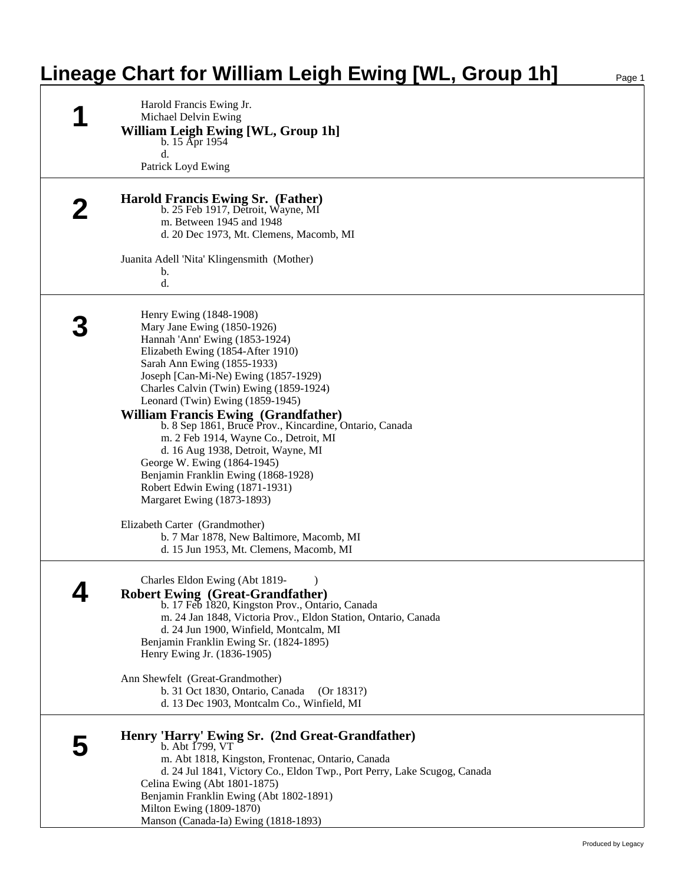# Lineage Chart for William Leigh Ewing [WL, Group 1h]

## 1

Harold Francis Ewing Jr.
Michael Delvin Ewing

**William Leigh Ewing [WL, Group 1h]**
b. 15 Apr 1954
d.

Patrick Loyd Ewing

## 2

**Harold Francis Ewing Sr. (Father)**
b. 25 Feb 1917, Detroit, Wayne, MI
m. Between 1945 and 1948
d. 20 Dec 1973, Mt. Clemens, Macomb, MI

Juanita Adell 'Nita' Klingensmith (Mother)
b.
d.

## 3

Henry Ewing (1848-1908)
Mary Jane Ewing (1850-1926)
Hannah 'Ann' Ewing (1853-1924)
Elizabeth Ewing (1854-After 1910)
Sarah Ann Ewing (1855-1933)
Joseph [Can-Mi-Ne] Ewing (1857-1929)
Charles Calvin (Twin) Ewing (1859-1924)
Leonard (Twin) Ewing (1859-1945)

**William Francis Ewing (Grandfather)**
b. 8 Sep 1861, Bruce Prov., Kincardine, Ontario, Canada
m. 2 Feb 1914, Wayne Co., Detroit, MI
d. 16 Aug 1938, Detroit, Wayne, MI

George W. Ewing (1864-1945)
Benjamin Franklin Ewing (1868-1928)
Robert Edwin Ewing (1871-1931)
Margaret Ewing (1873-1893)

Elizabeth Carter (Grandmother)
b. 7 Mar 1878, New Baltimore, Macomb, MI
d. 15 Jun 1953, Mt. Clemens, Macomb, MI

## 4

Charles Eldon Ewing (Abt 1819- )

**Robert Ewing (Great-Grandfather)**
b. 17 Feb 1820, Kingston Prov., Ontario, Canada
m. 24 Jan 1848, Victoria Prov., Eldon Station, Ontario, Canada
d. 24 Jun 1900, Winfield, Montcalm, MI

Benjamin Franklin Ewing Sr. (1824-1895)
Henry Ewing Jr. (1836-1905)

Ann Shewfelt (Great-Grandmother)
b. 31 Oct 1830, Ontario, Canada (Or 1831?)
d. 13 Dec 1903, Montcalm Co., Winfield, MI

## 5

**Henry 'Harry' Ewing Sr. (2nd Great-Grandfather)**
b. Abt 1799, VT
m. Abt 1818, Kingston, Frontenac, Ontario, Canada
d. 24 Jul 1841, Victory Co., Eldon Twp., Port Perry, Lake Scugog, Canada

Celina Ewing (Abt 1801-1875)
Benjamin Franklin Ewing (Abt 1802-1891)
Milton Ewing (1809-1870)
Manson (Canada-Ia) Ewing (1818-1893)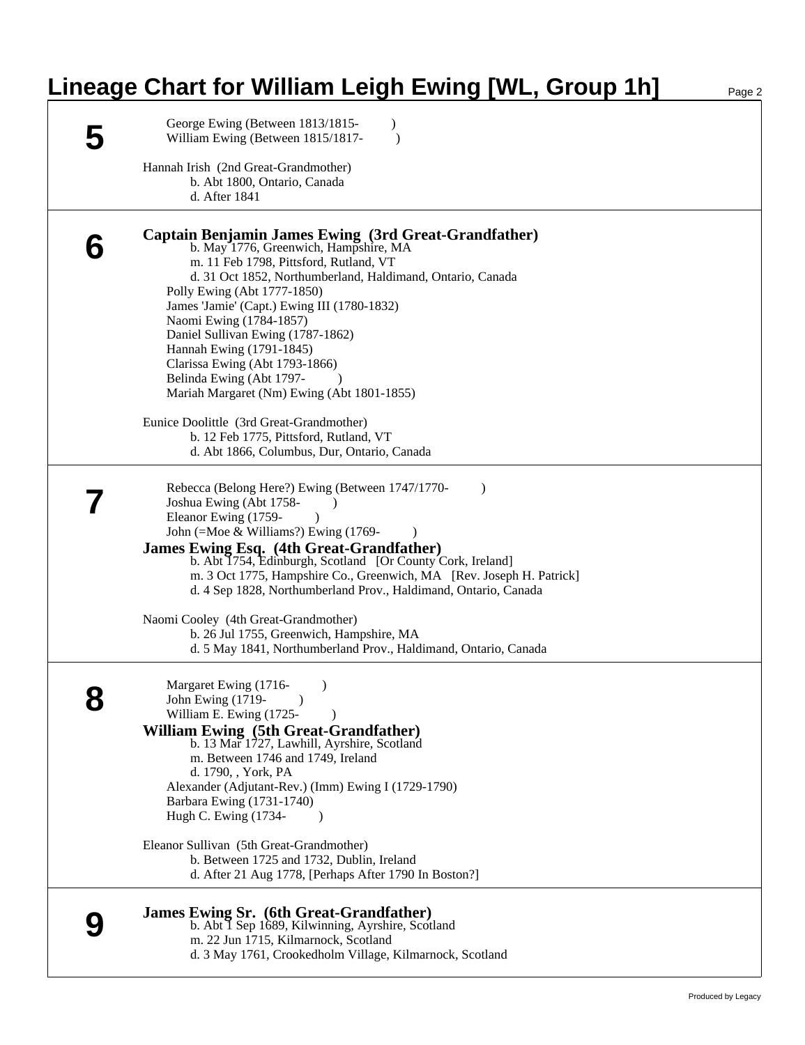# Lineage Chart for William Leigh Ewing [WL, Group 1h]

## 5

George Ewing (Between 1813/1815- )
William Ewing (Between 1815/1817- )

Hannah Irish (2nd Great-Grandmother)
b. Abt 1800, Ontario, Canada
d. After 1841

## 6

**Captain Benjamin James Ewing (3rd Great-Grandfather)**
b. May 1776, Greenwich, Hampshire, MA
m. 11 Feb 1798, Pittsford, Rutland, VT
d. 31 Oct 1852, Northumberland, Haldimand, Ontario, Canada

Polly Ewing (Abt 1777-1850)
James 'Jamie' (Capt.) Ewing III (1780-1832)
Naomi Ewing (1784-1857)
Daniel Sullivan Ewing (1787-1862)
Hannah Ewing (1791-1845)
Clarissa Ewing (Abt 1793-1866)
Belinda Ewing (Abt 1797- )
Mariah Margaret (Nm) Ewing (Abt 1801-1855)

Eunice Doolittle (3rd Great-Grandmother)
b. 12 Feb 1775, Pittsford, Rutland, VT
d. Abt 1866, Columbus, Dur, Ontario, Canada

## 7

Rebecca (Belong Here?) Ewing (Between 1747/1770- )
Joshua Ewing (Abt 1758- )
Eleanor Ewing (1759- )
John (=Moe & Williams?) Ewing (1769- )

**James Ewing Esq. (4th Great-Grandfather)**
b. Abt 1754, Edinburgh, Scotland [Or County Cork, Ireland]
m. 3 Oct 1775, Hampshire Co., Greenwich, MA [Rev. Joseph H. Patrick]
d. 4 Sep 1828, Northumberland Prov., Haldimand, Ontario, Canada

Naomi Cooley (4th Great-Grandmother)
b. 26 Jul 1755, Greenwich, Hampshire, MA
d. 5 May 1841, Northumberland Prov., Haldimand, Ontario, Canada

## 8

Margaret Ewing (1716- )
John Ewing (1719- )
William E. Ewing (1725- )

**William Ewing (5th Great-Grandfather)**
b. 13 Mar 1727, Lawhill, Ayrshire, Scotland
m. Between 1746 and 1749, Ireland
d. 1790, , York, PA

Alexander (Adjutant-Rev.) (Imm) Ewing I (1729-1790)
Barbara Ewing (1731-1740)
Hugh C. Ewing (1734- )

Eleanor Sullivan (5th Great-Grandmother)
b. Between 1725 and 1732, Dublin, Ireland
d. After 21 Aug 1778, [Perhaps After 1790 In Boston?]

## 9

**James Ewing Sr. (6th Great-Grandfather)**
b. Abt 1 Sep 1689, Kilwinning, Ayrshire, Scotland
m. 22 Jun 1715, Kilmarnock, Scotland
d. 3 May 1761, Crookedholm Village, Kilmarnock, Scotland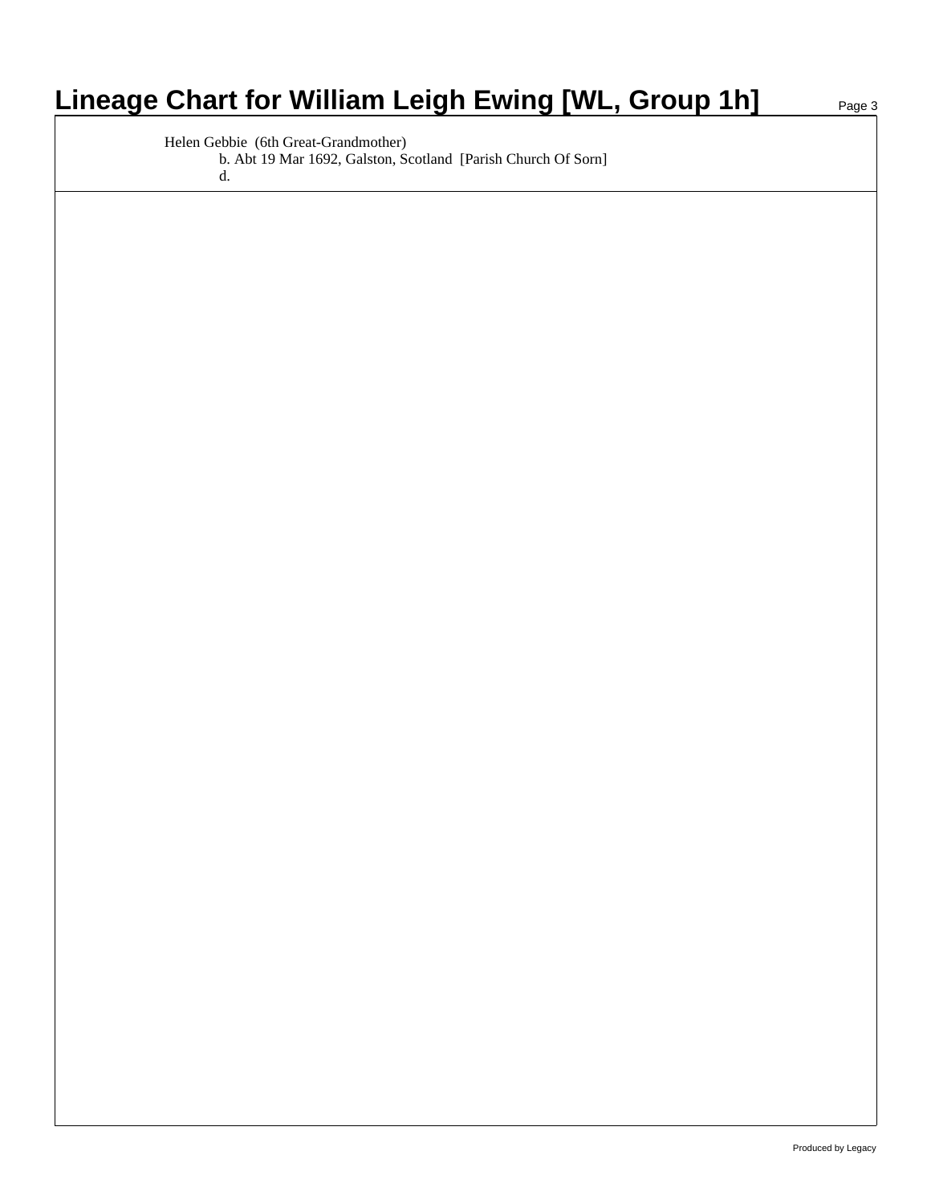Helen Gebbie  (6th Great-Grandmother)
b. Abt 19 Mar 1692, Galston, Scotland  [Parish Church Of Sorn]
d.